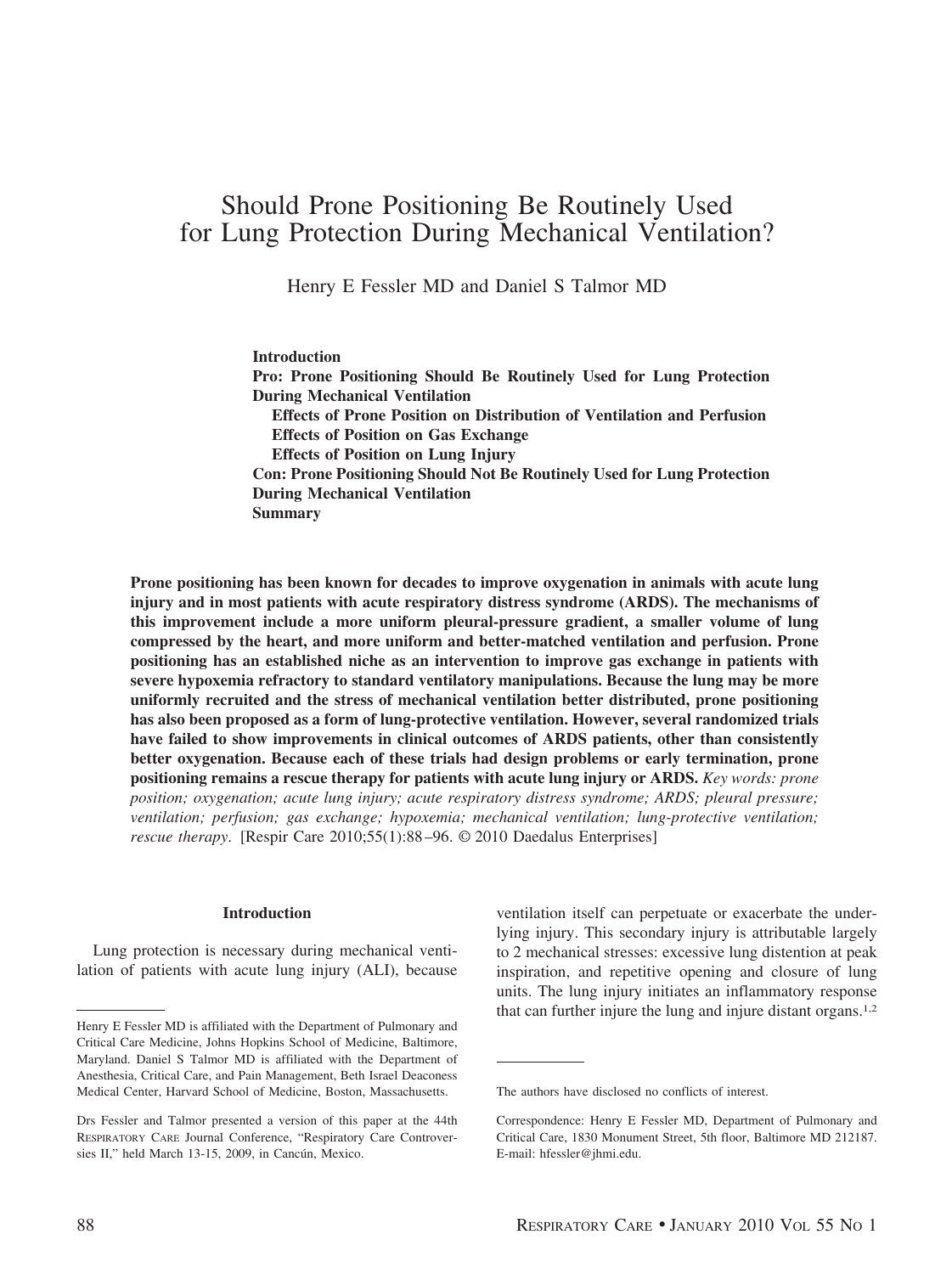# Should Prone Positioning Be Routinely Used for Lung Protection During Mechanical Ventilation?

Henry E Fessler MD and Daniel S Talmor MD

**Introduction**
**Pro: Prone Positioning Should Be Routinely Used for Lung Protection During Mechanical Ventilation**
**Effects of Prone Position on Distribution of Ventilation and Perfusion**
**Effects of Position on Gas Exchange**
**Effects of Position on Lung Injury**
**Con: Prone Positioning Should Not Be Routinely Used for Lung Protection During Mechanical Ventilation**
**Summary**

**Prone positioning has been known for decades to improve oxygenation in animals with acute lung injury and in most patients with acute respiratory distress syndrome (ARDS). The mechanisms of this improvement include a more uniform pleural-pressure gradient, a smaller volume of lung compressed by the heart, and more uniform and better-matched ventilation and perfusion. Prone positioning has an established niche as an intervention to improve gas exchange in patients with severe hypoxemia refractory to standard ventilatory manipulations. Because the lung may be more uniformly recruited and the stress of mechanical ventilation better distributed, prone positioning has also been proposed as a form of lung-protective ventilation. However, several randomized trials have failed to show improvements in clinical outcomes of ARDS patients, other than consistently better oxygenation. Because each of these trials had design problems or early termination, prone positioning remains a rescue therapy for patients with acute lung injury or ARDS.** *Key words: prone position; oxygenation; acute lung injury; acute respiratory distress syndrome; ARDS; pleural pressure; ventilation; perfusion; gas exchange; hypoxemia; mechanical ventilation; lung-protective ventilation; rescue therapy.* [Respir Care 2010;55(1):88–96. © 2010 Daedalus Enterprises]

## Introduction

Lung protection is necessary during mechanical ventilation of patients with acute lung injury (ALI), because ventilation itself can perpetuate or exacerbate the underlying injury. This secondary injury is attributable largely to 2 mechanical stresses: excessive lung distention at peak inspiration, and repetitive opening and closure of lung units. The lung injury initiates an inflammatory response that can further injure the lung and injure distant organs.[1,2]

---

Henry E Fessler MD is affiliated with the Department of Pulmonary and Critical Care Medicine, Johns Hopkins School of Medicine, Baltimore, Maryland. Daniel S Talmor MD is affiliated with the Department of Anesthesia, Critical Care, and Pain Management, Beth Israel Deaconess Medical Center, Harvard School of Medicine, Boston, Massachusetts.

Drs Fessler and Talmor presented a version of this paper at the 44th Respiratory Care Journal Conference, "Respiratory Care Controversies II," held March 13-15, 2009, in Cancún, Mexico.

The authors have disclosed no conflicts of interest.

Correspondence: Henry E Fessler MD, Department of Pulmonary and Critical Care, 1830 Monument Street, 5th floor, Baltimore MD 212187. E-mail: hfessler@jhmi.edu.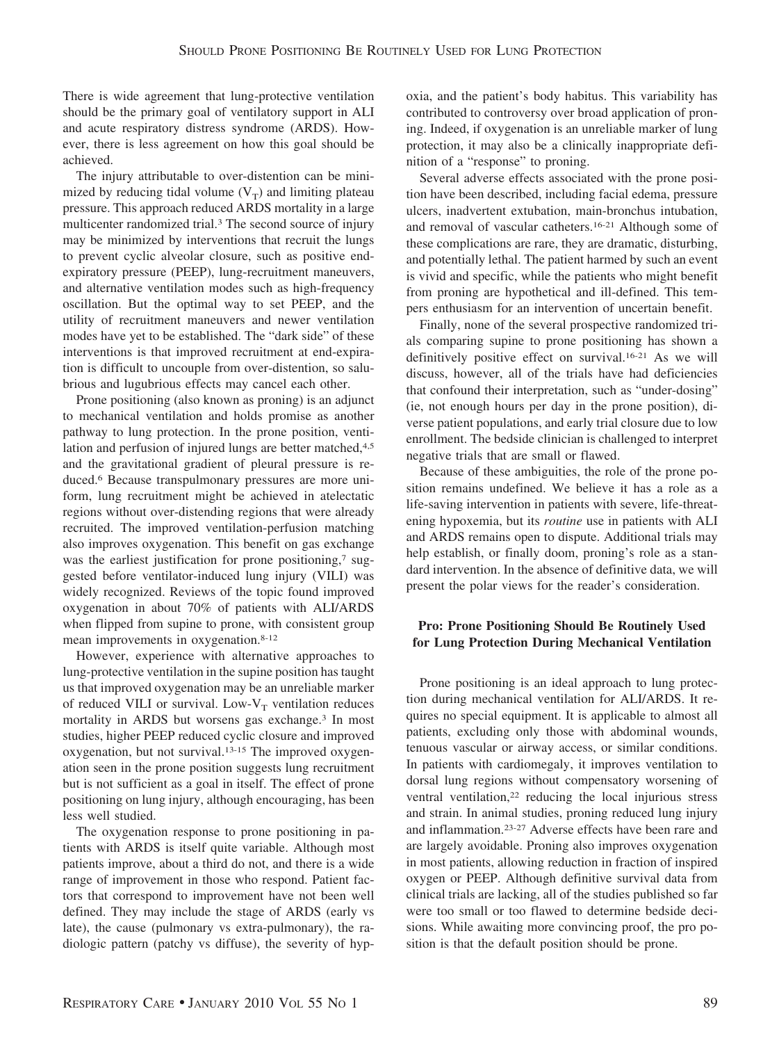There is wide agreement that lung-protective ventilation should be the primary goal of ventilatory support in ALI and acute respiratory distress syndrome (ARDS). However, there is less agreement on how this goal should be achieved.

The injury attributable to over-distention can be minimized by reducing tidal volume ($V_T$) and limiting plateau pressure. This approach reduced ARDS mortality in a large multicenter randomized trial.[3] The second source of injury may be minimized by interventions that recruit the lungs to prevent cyclic alveolar closure, such as positive end-expiratory pressure (PEEP), lung-recruitment maneuvers, and alternative ventilation modes such as high-frequency oscillation. But the optimal way to set PEEP, and the utility of recruitment maneuvers and newer ventilation modes have yet to be established. The "dark side" of these interventions is that improved recruitment at end-expiration is difficult to uncouple from over-distention, so salubrious and lugubrious effects may cancel each other.

Prone positioning (also known as proning) is an adjunct to mechanical ventilation and holds promise as another pathway to lung protection. In the prone position, ventilation and perfusion of injured lungs are better matched,[4,5] and the gravitational gradient of pleural pressure is reduced.[6] Because transpulmonary pressures are more uniform, lung recruitment might be achieved in atelectatic regions without over-distending regions that were already recruited. The improved ventilation-perfusion matching also improves oxygenation. This benefit on gas exchange was the earliest justification for prone positioning,[7] suggested before ventilator-induced lung injury (VILI) was widely recognized. Reviews of the topic found improved oxygenation in about 70% of patients with ALI/ARDS when flipped from supine to prone, with consistent group mean improvements in oxygenation.[8-12]

However, experience with alternative approaches to lung-protective ventilation in the supine position has taught us that improved oxygenation may be an unreliable marker of reduced VILI or survival. Low-$V_T$ ventilation reduces mortality in ARDS but worsens gas exchange.[3] In most studies, higher PEEP reduced cyclic closure and improved oxygenation, but not survival.[13-15] The improved oxygenation seen in the prone position suggests lung recruitment but is not sufficient as a goal in itself. The effect of prone positioning on lung injury, although encouraging, has been less well studied.

The oxygenation response to prone positioning in patients with ARDS is itself quite variable. Although most patients improve, about a third do not, and there is a wide range of improvement in those who respond. Patient factors that correspond to improvement have not been well defined. They may include the stage of ARDS (early vs late), the cause (pulmonary vs extra-pulmonary), the radiologic pattern (patchy vs diffuse), the severity of hypoxia, and the patient's body habitus. This variability has contributed to controversy over broad application of proning. Indeed, if oxygenation is an unreliable marker of lung protection, it may also be a clinically inappropriate definition of a "response" to proning.

Several adverse effects associated with the prone position have been described, including facial edema, pressure ulcers, inadvertent extubation, main-bronchus intubation, and removal of vascular catheters.[16-21] Although some of these complications are rare, they are dramatic, disturbing, and potentially lethal. The patient harmed by such an event is vivid and specific, while the patients who might benefit from proning are hypothetical and ill-defined. This tempers enthusiasm for an intervention of uncertain benefit.

Finally, none of the several prospective randomized trials comparing supine to prone positioning has shown a definitively positive effect on survival.[16-21] As we will discuss, however, all of the trials have had deficiencies that confound their interpretation, such as "under-dosing" (ie, not enough hours per day in the prone position), diverse patient populations, and early trial closure due to low enrollment. The bedside clinician is challenged to interpret negative trials that are small or flawed.

Because of these ambiguities, the role of the prone position remains undefined. We believe it has a role as a life-saving intervention in patients with severe, life-threatening hypoxemia, but its *routine* use in patients with ALI and ARDS remains open to dispute. Additional trials may help establish, or finally doom, proning's role as a standard intervention. In the absence of definitive data, we will present the polar views for the reader's consideration.

## Pro: Prone Positioning Should Be Routinely Used for Lung Protection During Mechanical Ventilation

Prone positioning is an ideal approach to lung protection during mechanical ventilation for ALI/ARDS. It requires no special equipment. It is applicable to almost all patients, excluding only those with abdominal wounds, tenuous vascular or airway access, or similar conditions. In patients with cardiomegaly, it improves ventilation to dorsal lung regions without compensatory worsening of ventral ventilation,[22] reducing the local injurious stress and strain. In animal studies, proning reduced lung injury and inflammation.[23-27] Adverse effects have been rare and are largely avoidable. Proning also improves oxygenation in most patients, allowing reduction in fraction of inspired oxygen or PEEP. Although definitive survival data from clinical trials are lacking, all of the studies published so far were too small or too flawed to determine bedside decisions. While awaiting more convincing proof, the pro position is that the default position should be prone.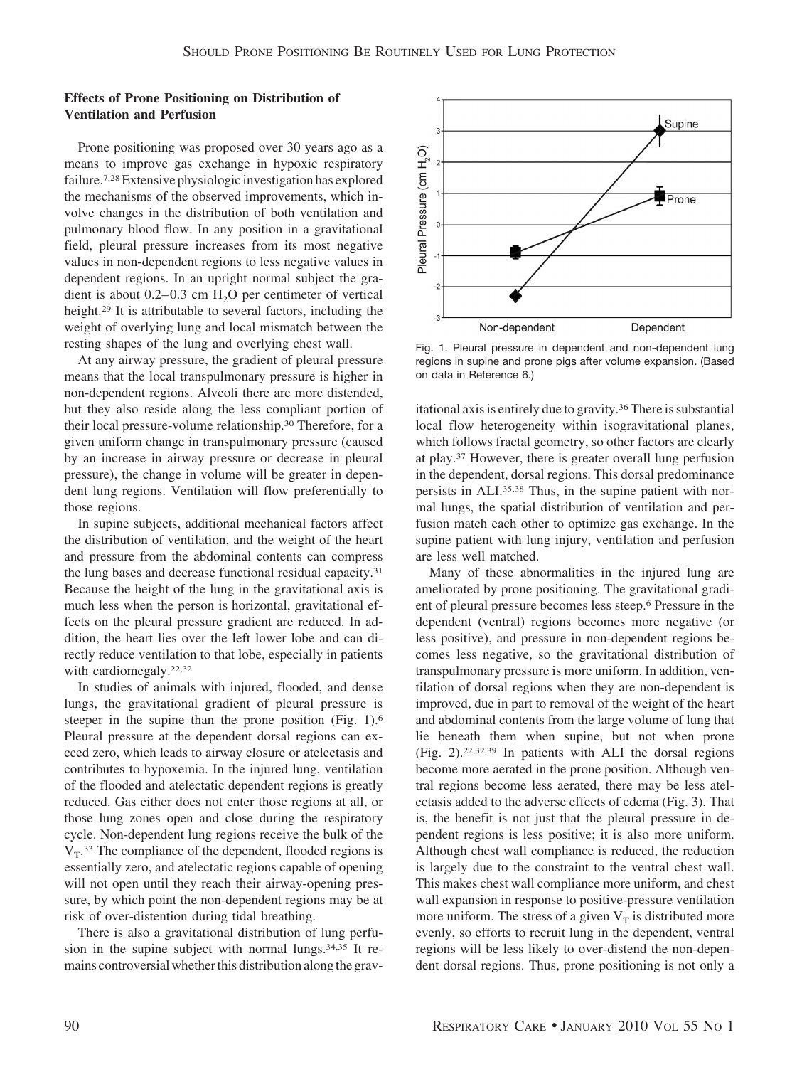### Effects of Prone Positioning on Distribution of Ventilation and Perfusion

Prone positioning was proposed over 30 years ago as a means to improve gas exchange in hypoxic respiratory failure.[7,28] Extensive physiologic investigation has explored the mechanisms of the observed improvements, which involve changes in the distribution of both ventilation and pulmonary blood flow. In any position in a gravitational field, pleural pressure increases from its most negative values in non-dependent regions to less negative values in dependent regions. In an upright normal subject the gradient is about 0.2–0.3 cm $H_2O$ per centimeter of vertical height.[29] It is attributable to several factors, including the weight of overlying lung and local mismatch between the resting shapes of the lung and overlying chest wall.

At any airway pressure, the gradient of pleural pressure means that the local transpulmonary pressure is higher in non-dependent regions. Alveoli there are more distended, but they also reside along the less compliant portion of their local pressure-volume relationship.[30] Therefore, for a given uniform change in transpulmonary pressure (caused by an increase in airway pressure or decrease in pleural pressure), the change in volume will be greater in dependent lung regions. Ventilation will flow preferentially to those regions.

In supine subjects, additional mechanical factors affect the distribution of ventilation, and the weight of the heart and pressure from the abdominal contents can compress the lung bases and decrease functional residual capacity.[31] Because the height of the lung in the gravitational axis is much less when the person is horizontal, gravitational effects on the pleural pressure gradient are reduced. In addition, the heart lies over the left lower lobe and can directly reduce ventilation to that lobe, especially in patients with cardiomegaly.[22,32]

In studies of animals with injured, flooded, and dense lungs, the gravitational gradient of pleural pressure is steeper in the supine than the prone position (Fig. 1).[6] Pleural pressure at the dependent dorsal regions can exceed zero, which leads to airway closure or atelectasis and contributes to hypoxemia. In the injured lung, ventilation of the flooded and atelectatic dependent regions is greatly reduced. Gas either does not enter those regions at all, or those lung zones open and close during the respiratory cycle. Non-dependent lung regions receive the bulk of the $V_T$.[33] The compliance of the dependent, flooded regions is essentially zero, and atelectatic regions capable of opening will not open until they reach their airway-opening pressure, by which point the non-dependent regions may be at risk of over-distention during tidal breathing.

There is also a gravitational distribution of lung perfusion in the supine subject with normal lungs.[34,35] It remains controversial whether this distribution along the gravitational axis is entirely due to gravity.[36] There is substantial local flow heterogeneity within isogravitational planes, which follows fractal geometry, so other factors are clearly at play.[37] However, there is greater overall lung perfusion in the dependent, dorsal regions. This dorsal predominance persists in ALI.[35,38] Thus, in the supine patient with normal lungs, the spatial distribution of ventilation and perfusion match each other to optimize gas exchange. In the supine patient with lung injury, ventilation and perfusion are less well matched.

Fig. 1. Pleural pressure in dependent and non-dependent lung regions in supine and prone pigs after volume expansion. (Based on data in Reference 6.)

Many of these abnormalities in the injured lung are ameliorated by prone positioning. The gravitational gradient of pleural pressure becomes less steep.[6] Pressure in the dependent (ventral) regions becomes more negative (or less positive), and pressure in non-dependent regions becomes less negative, so the gravitational distribution of transpulmonary pressure is more uniform. In addition, ventilation of dorsal regions when they are non-dependent is improved, due in part to removal of the weight of the heart and abdominal contents from the large volume of lung that lie beneath them when supine, but not when prone (Fig. 2).[22,32,39] In patients with ALI the dorsal regions become more aerated in the prone position. Although ventral regions become less aerated, there may be less atelectasis added to the adverse effects of edema (Fig. 3). That is, the benefit is not just that the pleural pressure in dependent regions is less positive; it is also more uniform. Although chest wall compliance is reduced, the reduction is largely due to the constraint to the ventral chest wall. This makes chest wall compliance more uniform, and chest wall expansion in response to positive-pressure ventilation more uniform. The stress of a given $V_T$ is distributed more evenly, so efforts to recruit lung in the dependent, ventral regions will be less likely to over-distend the non-dependent dorsal regions. Thus, prone positioning is not only a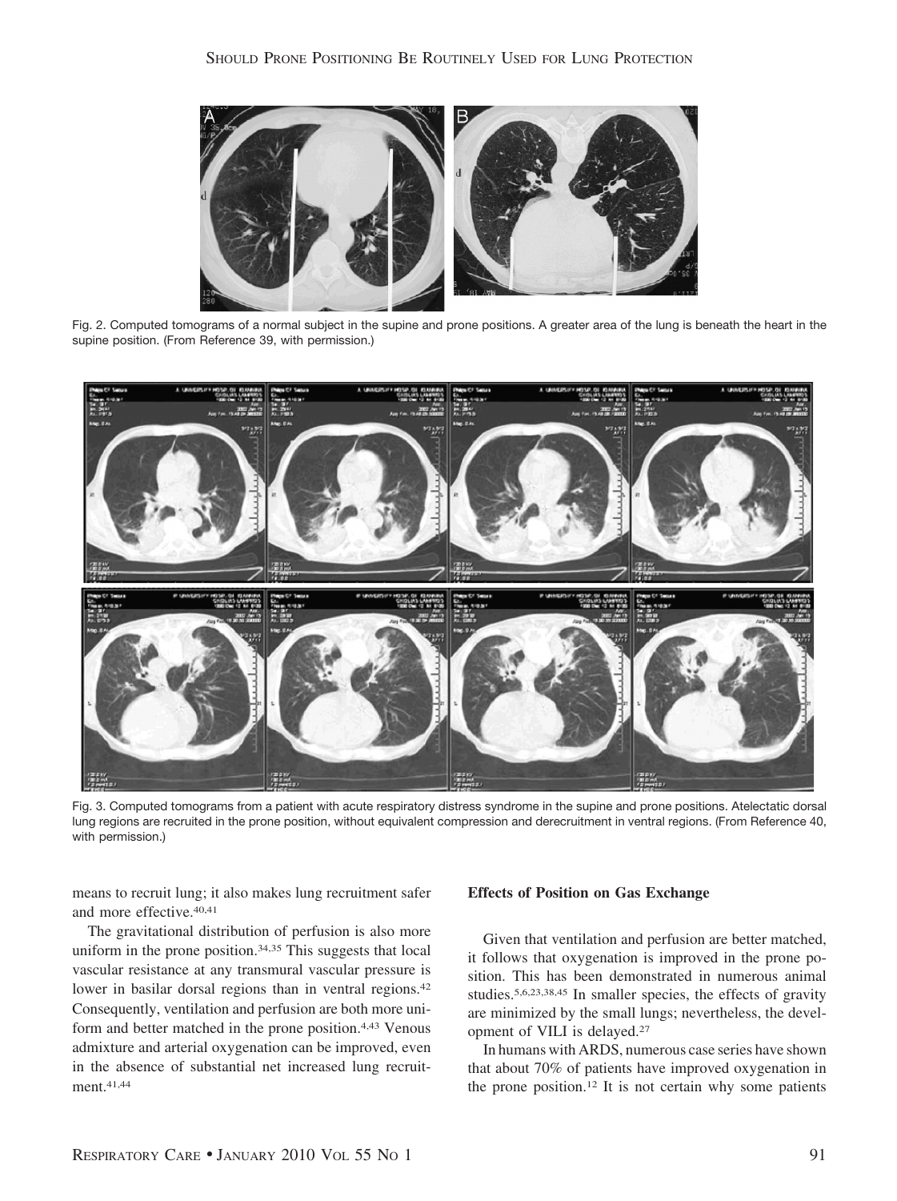Fig. 2. Computed tomograms of a normal subject in the supine and prone positions. A greater area of the lung is beneath the heart in the supine position. (From Reference 39, with permission.)

Fig. 3. Computed tomograms from a patient with acute respiratory distress syndrome in the supine and prone positions. Atelectatic dorsal lung regions are recruited in the prone position, without equivalent compression and derecruitment in ventral regions. (From Reference 40, with permission.)

means to recruit lung; it also makes lung recruitment safer and more effective.[40,41]

The gravitational distribution of perfusion is also more uniform in the prone position.[34,35] This suggests that local vascular resistance at any transmural vascular pressure is lower in basilar dorsal regions than in ventral regions.[42] Consequently, ventilation and perfusion are both more uniform and better matched in the prone position.[4,43] Venous admixture and arterial oxygenation can be improved, even in the absence of substantial net increased lung recruitment.[41,44]

### Effects of Position on Gas Exchange

Given that ventilation and perfusion are better matched, it follows that oxygenation is improved in the prone position. This has been demonstrated in numerous animal studies.[5,6,23,38,45] In smaller species, the effects of gravity are minimized by the small lungs; nevertheless, the development of VILI is delayed.[27]

In humans with ARDS, numerous case series have shown that about 70% of patients have improved oxygenation in the prone position.[12] It is not certain why some patients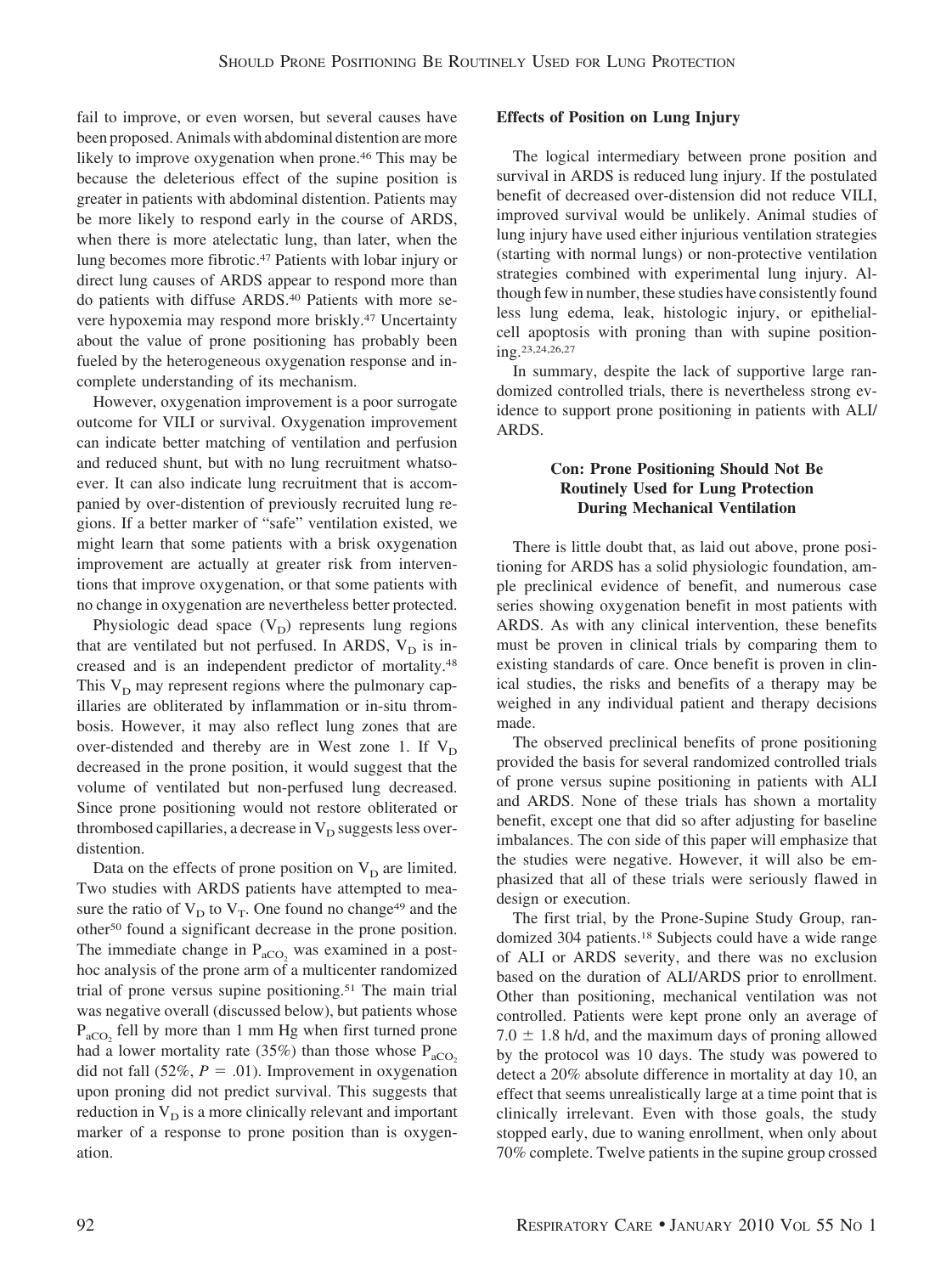fail to improve, or even worsen, but several causes have been proposed. Animals with abdominal distention are more likely to improve oxygenation when prone.[46] This may be because the deleterious effect of the supine position is greater in patients with abdominal distention. Patients may be more likely to respond early in the course of ARDS, when there is more atelectatic lung, than later, when the lung becomes more fibrotic.[47] Patients with lobar injury or direct lung causes of ARDS appear to respond more than do patients with diffuse ARDS.[40] Patients with more severe hypoxemia may respond more briskly.[47] Uncertainty about the value of prone positioning has probably been fueled by the heterogeneous oxygenation response and incomplete understanding of its mechanism.

However, oxygenation improvement is a poor surrogate outcome for VILI or survival. Oxygenation improvement can indicate better matching of ventilation and perfusion and reduced shunt, but with no lung recruitment whatsoever. It can also indicate lung recruitment that is accompanied by over-distention of previously recruited lung regions. If a better marker of "safe" ventilation existed, we might learn that some patients with a brisk oxygenation improvement are actually at greater risk from interventions that improve oxygenation, or that some patients with no change in oxygenation are nevertheless better protected.

Physiologic dead space ($V_D$) represents lung regions that are ventilated but not perfused. In ARDS, $V_D$ is increased and is an independent predictor of mortality.[48] This $V_D$ may represent regions where the pulmonary capillaries are obliterated by inflammation or in-situ thrombosis. However, it may also reflect lung zones that are over-distended and thereby are in West zone 1. If $V_D$ decreased in the prone position, it would suggest that the volume of ventilated but non-perfused lung decreased. Since prone positioning would not restore obliterated or thrombosed capillaries, a decrease in $V_D$ suggests less over-distention.

Data on the effects of prone position on $V_D$ are limited. Two studies with ARDS patients have attempted to measure the ratio of $V_D$ to $V_T$. One found no change[49] and the other[50] found a significant decrease in the prone position. The immediate change in $P_{aCO_2}$ was examined in a post-hoc analysis of the prone arm of a multicenter randomized trial of prone versus supine positioning.[51] The main trial was negative overall (discussed below), but patients whose $P_{aCO_2}$ fell by more than 1 mm Hg when first turned prone had a lower mortality rate (35%) than those whose $P_{aCO_2}$ did not fall (52%, $P = .01$). Improvement in oxygenation upon proning did not predict survival. This suggests that reduction in $V_D$ is a more clinically relevant and important marker of a response to prone position than is oxygenation.

### Effects of Position on Lung Injury

The logical intermediary between prone position and survival in ARDS is reduced lung injury. If the postulated benefit of decreased over-distension did not reduce VILI, improved survival would be unlikely. Animal studies of lung injury have used either injurious ventilation strategies (starting with normal lungs) or non-protective ventilation strategies combined with experimental lung injury. Although few in number, these studies have consistently found less lung edema, leak, histologic injury, or epithelial-cell apoptosis with proning than with supine positioning.[23,24,26,27]

In summary, despite the lack of supportive large randomized controlled trials, there is nevertheless strong evidence to support prone positioning in patients with ALI/ARDS.

## Con: Prone Positioning Should Not Be Routinely Used for Lung Protection During Mechanical Ventilation

There is little doubt that, as laid out above, prone positioning for ARDS has a solid physiologic foundation, ample preclinical evidence of benefit, and numerous case series showing oxygenation benefit in most patients with ARDS. As with any clinical intervention, these benefits must be proven in clinical trials by comparing them to existing standards of care. Once benefit is proven in clinical studies, the risks and benefits of a therapy may be weighed in any individual patient and therapy decisions made.

The observed preclinical benefits of prone positioning provided the basis for several randomized controlled trials of prone versus supine positioning in patients with ALI and ARDS. None of these trials has shown a mortality benefit, except one that did so after adjusting for baseline imbalances. The con side of this paper will emphasize that the studies were negative. However, it will also be emphasized that all of these trials were seriously flawed in design or execution.

The first trial, by the Prone-Supine Study Group, randomized 304 patients.[18] Subjects could have a wide range of ALI or ARDS severity, and there was no exclusion based on the duration of ALI/ARDS prior to enrollment. Other than positioning, mechanical ventilation was not controlled. Patients were kept prone only an average of $7.0 \pm 1.8$ h/d, and the maximum days of proning allowed by the protocol was 10 days. The study was powered to detect a 20% absolute difference in mortality at day 10, an effect that seems unrealistically large at a time point that is clinically irrelevant. Even with those goals, the study stopped early, due to waning enrollment, when only about 70% complete. Twelve patients in the supine group crossed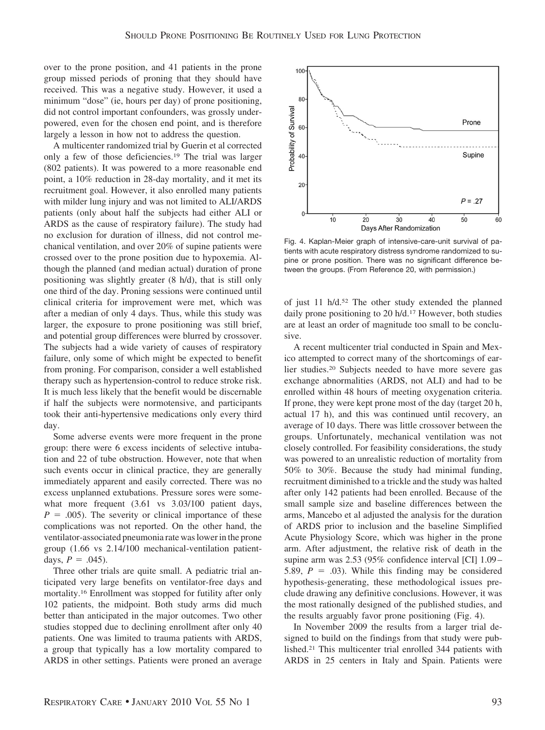over to the prone position, and 41 patients in the prone group missed periods of proning that they should have received. This was a negative study. However, it used a minimum "dose" (ie, hours per day) of prone positioning, did not control important confounders, was grossly underpowered, even for the chosen end point, and is therefore largely a lesson in how not to address the question.

A multicenter randomized trial by Guerin et al corrected only a few of those deficiencies.[19] The trial was larger (802 patients). It was powered to a more reasonable end point, a 10% reduction in 28-day mortality, and it met its recruitment goal. However, it also enrolled many patients with milder lung injury and was not limited to ALI/ARDS patients (only about half the subjects had either ALI or ARDS as the cause of respiratory failure). The study had no exclusion for duration of illness, did not control mechanical ventilation, and over 20% of supine patients were crossed over to the prone position due to hypoxemia. Although the planned (and median actual) duration of prone positioning was slightly greater (8 h/d), that is still only one third of the day. Proning sessions were continued until clinical criteria for improvement were met, which was after a median of only 4 days. Thus, while this study was larger, the exposure to prone positioning was still brief, and potential group differences were blurred by crossover. The subjects had a wide variety of causes of respiratory failure, only some of which might be expected to benefit from proning. For comparison, consider a well established therapy such as hypertension-control to reduce stroke risk. It is much less likely that the benefit would be discernable if half the subjects were normotensive, and participants took their anti-hypertensive medications only every third day.

Some adverse events were more frequent in the prone group: there were 6 excess incidents of selective intubation and 22 of tube obstruction. However, note that when such events occur in clinical practice, they are generally immediately apparent and easily corrected. There was no excess unplanned extubations. Pressure sores were somewhat more frequent (3.61 vs 3.03/100 patient days, $P = .005$). The severity or clinical importance of these complications was not reported. On the other hand, the ventilator-associated pneumonia rate was lower in the prone group (1.66 vs 2.14/100 mechanical-ventilation patient-days, $P = .045$).

Three other trials are quite small. A pediatric trial anticipated very large benefits on ventilator-free days and mortality.[16] Enrollment was stopped for futility after only 102 patients, the midpoint. Both study arms did much better than anticipated in the major outcomes. Two other studies stopped due to declining enrollment after only 40 patients. One was limited to trauma patients with ARDS, a group that typically has a low mortality compared to ARDS in other settings. Patients were proned an average of just 11 h/d.[52] The other study extended the planned daily prone positioning to 20 h/d.[17] However, both studies are at least an order of magnitude too small to be conclusive.

Fig. 4. Kaplan-Meier graph of intensive-care-unit survival of patients with acute respiratory distress syndrome randomized to supine or prone position. There was no significant difference between the groups. (From Reference 20, with permission.)

A recent multicenter trial conducted in Spain and Mexico attempted to correct many of the shortcomings of earlier studies.[20] Subjects needed to have more severe gas exchange abnormalities (ARDS, not ALI) and had to be enrolled within 48 hours of meeting oxygenation criteria. If prone, they were kept prone most of the day (target 20 h, actual 17 h), and this was continued until recovery, an average of 10 days. There was little crossover between the groups. Unfortunately, mechanical ventilation was not closely controlled. For feasibility considerations, the study was powered to an unrealistic reduction of mortality from 50% to 30%. Because the study had minimal funding, recruitment diminished to a trickle and the study was halted after only 142 patients had been enrolled. Because of the small sample size and baseline differences between the arms, Mancebo et al adjusted the analysis for the duration of ARDS prior to inclusion and the baseline Simplified Acute Physiology Score, which was higher in the prone arm. After adjustment, the relative risk of death in the supine arm was 2.53 (95% confidence interval [CI] 1.09–5.89, $P = .03$). While this finding may be considered hypothesis-generating, these methodological issues preclude drawing any definitive conclusions. However, it was the most rationally designed of the published studies, and the results arguably favor prone positioning (Fig. 4).

In November 2009 the results from a larger trial designed to build on the findings from that study were published.[21] This multicenter trial enrolled 344 patients with ARDS in 25 centers in Italy and Spain. Patients were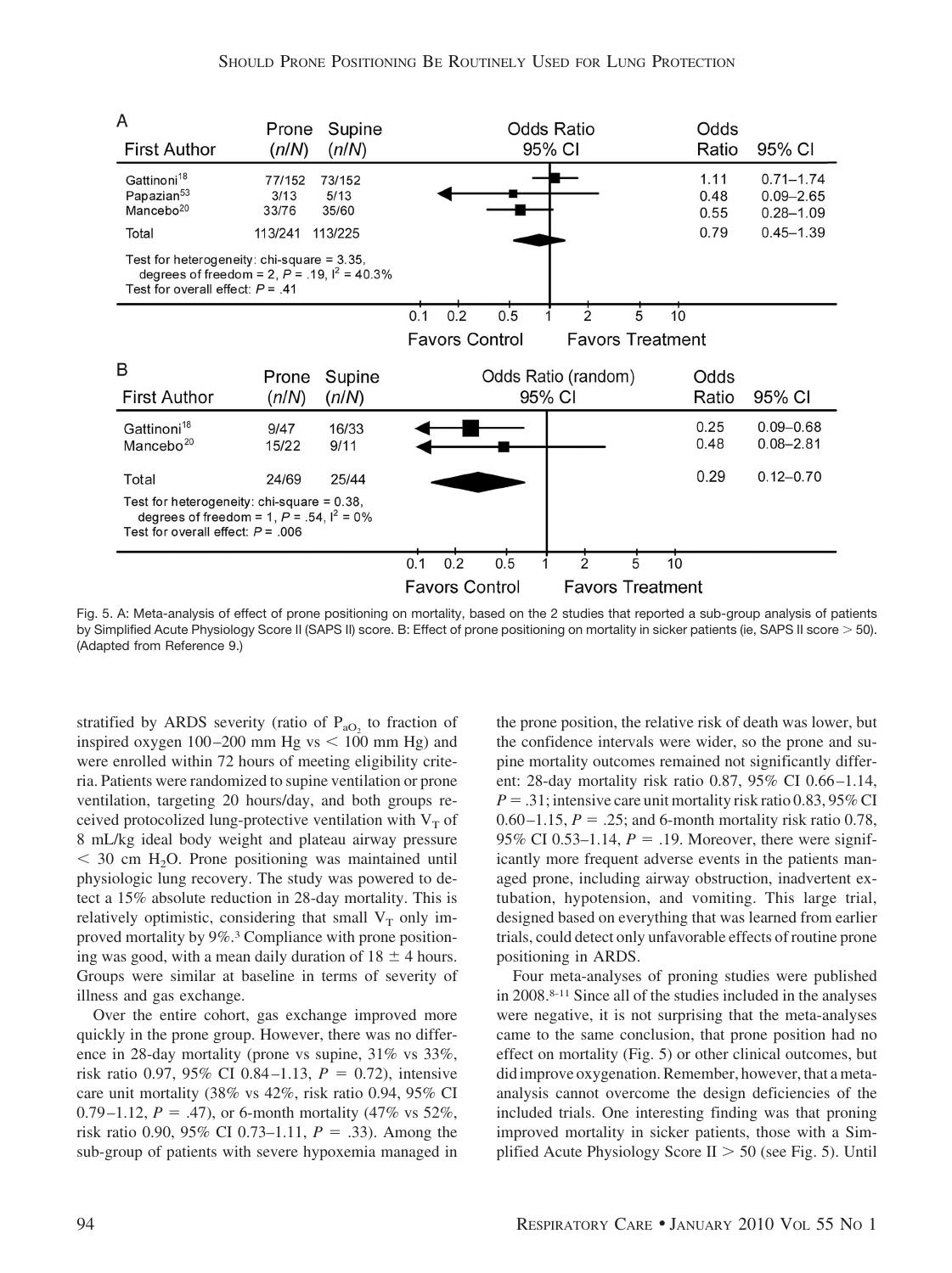| First Author | Prone (n/N) | Supine (n/N) | Odds Ratio | 95% CI |
| --- | --- | --- | --- | --- |
| Gattinoni[18] | 77/152 | 73/152 | 1.11 | 0.71–1.74 |
| Papazian[53] | 3/13 | 5/13 | 0.48 | 0.09–2.65 |
| Mancebo[20] | 33/76 | 35/60 | 0.55 | 0.28–1.09 |
| Total | 113/241 | 113/225 | 0.79 | 0.45–1.39 |

Test for heterogeneity: chi-square = 3.35, degrees of freedom = 2, $P = .19$, $I^2 = 40.3\%$
Test for overall effect: $P = .41$

| First Author | Prone (n/N) | Supine (n/N) | Odds Ratio (random) | 95% CI |
| --- | --- | --- | --- | --- |
| Gattinoni[18] | 9/47 | 16/33 | 0.25 | 0.09–0.68 |
| Mancebo[20] | 15/22 | 9/11 | 0.48 | 0.08–2.81 |
| Total | 24/69 | 25/44 | 0.29 | 0.12–0.70 |

Test for heterogeneity: chi-square = 0.38, degrees of freedom = 1, $P = .54$, $I^2 = 0\%$
Test for overall effect: $P = .006$

Fig. 5. A: Meta-analysis of effect of prone positioning on mortality, based on the 2 studies that reported a sub-group analysis of patients by Simplified Acute Physiology Score II (SAPS II) score. B: Effect of prone positioning on mortality in sicker patients (ie, SAPS II score > 50). (Adapted from Reference 9.)

stratified by ARDS severity (ratio of $P_{aO_2}$ to fraction of inspired oxygen 100–200 mm Hg vs < 100 mm Hg) and were enrolled within 72 hours of meeting eligibility criteria. Patients were randomized to supine ventilation or prone ventilation, targeting 20 hours/day, and both groups received protocolized lung-protective ventilation with $V_T$ of 8 mL/kg ideal body weight and plateau airway pressure < 30 cm $H_2O$. Prone positioning was maintained until physiologic lung recovery. The study was powered to detect a 15% absolute reduction in 28-day mortality. This is relatively optimistic, considering that small $V_T$ only improved mortality by 9%.[3] Compliance with prone positioning was good, with a mean daily duration of 18 ± 4 hours. Groups were similar at baseline in terms of severity of illness and gas exchange.

Over the entire cohort, gas exchange improved more quickly in the prone group. However, there was no difference in 28-day mortality (prone vs supine, 31% vs 33%, risk ratio 0.97, 95% CI 0.84–1.13, $P = 0.72$), intensive care unit mortality (38% vs 42%, risk ratio 0.94, 95% CI 0.79–1.12, $P = .47$), or 6-month mortality (47% vs 52%, risk ratio 0.90, 95% CI 0.73–1.11, $P = .33$). Among the sub-group of patients with severe hypoxemia managed in the prone position, the relative risk of death was lower, but the confidence intervals were wider, so the prone and supine mortality outcomes remained not significantly different: 28-day mortality risk ratio 0.87, 95% CI 0.66–1.14, $P = .31$; intensive care unit mortality risk ratio 0.83, 95% CI 0.60–1.15, $P = .25$; and 6-month mortality risk ratio 0.78, 95% CI 0.53–1.14, $P = .19$. Moreover, there were significantly more frequent adverse events in the patients managed prone, including airway obstruction, inadvertent extubation, hypotension, and vomiting. This large trial, designed based on everything that was learned from earlier trials, could detect only unfavorable effects of routine prone positioning in ARDS.

Four meta-analyses of proning studies were published in 2008.[8-11] Since all of the studies included in the analyses were negative, it is not surprising that the meta-analyses came to the same conclusion, that prone position had no effect on mortality (Fig. 5) or other clinical outcomes, but did improve oxygenation. Remember, however, that a meta-analysis cannot overcome the design deficiencies of the included trials. One interesting finding was that proning improved mortality in sicker patients, those with a Simplified Acute Physiology Score II > 50 (see Fig. 5). Until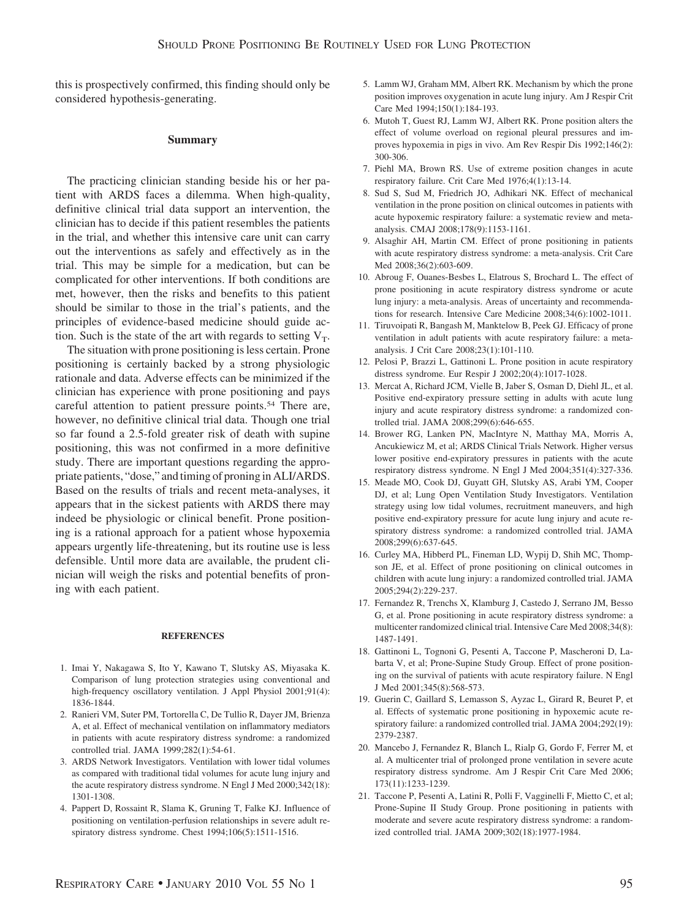this is prospectively confirmed, this finding should only be considered hypothesis-generating.

## Summary

The practicing clinician standing beside his or her patient with ARDS faces a dilemma. When high-quality, definitive clinical trial data support an intervention, the clinician has to decide if this patient resembles the patients in the trial, and whether this intensive care unit can carry out the interventions as safely and effectively as in the trial. This may be simple for a medication, but can be complicated for other interventions. If both conditions are met, however, then the risks and benefits to this patient should be similar to those in the trial's patients, and the principles of evidence-based medicine should guide action. Such is the state of the art with regards to setting $V_T$.

The situation with prone positioning is less certain. Prone positioning is certainly backed by a strong physiologic rationale and data. Adverse effects can be minimized if the clinician has experience with prone positioning and pays careful attention to patient pressure points.[54] There are, however, no definitive clinical trial data. Though one trial so far found a 2.5-fold greater risk of death with supine positioning, this was not confirmed in a more definitive study. There are important questions regarding the appropriate patients, "dose," and timing of proning in ALI/ARDS. Based on the results of trials and recent meta-analyses, it appears that in the sickest patients with ARDS there may indeed be physiologic or clinical benefit. Prone positioning is a rational approach for a patient whose hypoxemia appears urgently life-threatening, but its routine use is less defensible. Until more data are available, the prudent clinician will weigh the risks and potential benefits of proning with each patient.

## REFERENCES

1. Imai Y, Nakagawa S, Ito Y, Kawano T, Slutsky AS, Miyasaka K. Comparison of lung protection strategies using conventional and high-frequency oscillatory ventilation. J Appl Physiol 2001;91(4):1836-1844.
2. Ranieri VM, Suter PM, Tortorella C, De Tullio R, Dayer JM, Brienza A, et al. Effect of mechanical ventilation on inflammatory mediators in patients with acute respiratory distress syndrome: a randomized controlled trial. JAMA 1999;282(1):54-61.
3. ARDS Network Investigators. Ventilation with lower tidal volumes as compared with traditional tidal volumes for acute lung injury and the acute respiratory distress syndrome. N Engl J Med 2000;342(18):1301-1308.
4. Pappert D, Rossaint R, Slama K, Gruning T, Falke KJ. Influence of positioning on ventilation-perfusion relationships in severe adult respiratory distress syndrome. Chest 1994;106(5):1511-1516.
5. Lamm WJ, Graham MM, Albert RK. Mechanism by which the prone position improves oxygenation in acute lung injury. Am J Respir Crit Care Med 1994;150(1):184-193.
6. Mutoh T, Guest RJ, Lamm WJ, Albert RK. Prone position alters the effect of volume overload on regional pleural pressures and improves hypoxemia in pigs in vivo. Am Rev Respir Dis 1992;146(2):300-306.
7. Piehl MA, Brown RS. Use of extreme position changes in acute respiratory failure. Crit Care Med 1976;4(1):13-14.
8. Sud S, Sud M, Friedrich JO, Adhikari NK. Effect of mechanical ventilation in the prone position on clinical outcomes in patients with acute hypoxemic respiratory failure: a systematic review and meta-analysis. CMAJ 2008;178(9):1153-1161.
9. Alsaghir AH, Martin CM. Effect of prone positioning in patients with acute respiratory distress syndrome: a meta-analysis. Crit Care Med 2008;36(2):603-609.
10. Abroug F, Ouanes-Besbes L, Elatrous S, Brochard L. The effect of prone positioning in acute respiratory distress syndrome or acute lung injury: a meta-analysis. Areas of uncertainty and recommendations for research. Intensive Care Medicine 2008;34(6):1002-1011.
11. Tiruvoipati R, Bangash M, Manktelow B, Peek GJ. Efficacy of prone ventilation in adult patients with acute respiratory failure: a meta-analysis. J Crit Care 2008;23(1):101-110.
12. Pelosi P, Brazzi L, Gattinoni L. Prone position in acute respiratory distress syndrome. Eur Respir J 2002;20(4):1017-1028.
13. Mercat A, Richard JCM, Vielle B, Jaber S, Osman D, Diehl JL, et al. Positive end-expiratory pressure setting in adults with acute lung injury and acute respiratory distress syndrome: a randomized controlled trial. JAMA 2008;299(6):646-655.
14. Brower RG, Lanken PN, MacIntyre N, Matthay MA, Morris A, Ancukiewicz M, et al; ARDS Clinical Trials Network. Higher versus lower positive end-expiratory pressures in patients with the acute respiratory distress syndrome. N Engl J Med 2004;351(4):327-336.
15. Meade MO, Cook DJ, Guyatt GH, Slutsky AS, Arabi YM, Cooper DJ, et al; Lung Open Ventilation Study Investigators. Ventilation strategy using low tidal volumes, recruitment maneuvers, and high positive end-expiratory pressure for acute lung injury and acute respiratory distress syndrome: a randomized controlled trial. JAMA 2008;299(6):637-645.
16. Curley MA, Hibberd PL, Fineman LD, Wypij D, Shih MC, Thompson JE, et al. Effect of prone positioning on clinical outcomes in children with acute lung injury: a randomized controlled trial. JAMA 2005;294(2):229-237.
17. Fernandez R, Trenchs X, Klamburg J, Castedo J, Serrano JM, Besso G, et al. Prone positioning in acute respiratory distress syndrome: a multicenter randomized clinical trial. Intensive Care Med 2008;34(8):1487-1491.
18. Gattinoni L, Tognoni G, Pesenti A, Taccone P, Mascheroni D, Labarta V, et al; Prone-Supine Study Group. Effect of prone positioning on the survival of patients with acute respiratory failure. N Engl J Med 2001;345(8):568-573.
19. Guerin C, Gaillard S, Lemasson S, Ayzac L, Girard R, Beuret P, et al. Effects of systematic prone positioning in hypoxemic acute respiratory failure: a randomized controlled trial. JAMA 2004;292(19):2379-2387.
20. Mancebo J, Fernandez R, Blanch L, Rialp G, Gordo F, Ferrer M, et al. A multicenter trial of prolonged prone ventilation in severe acute respiratory distress syndrome. Am J Respir Crit Care Med 2006;173(11):1233-1239.
21. Taccone P, Pesenti A, Latini R, Polli F, Vagginelli F, Mietto C, et al; Prone-Supine II Study Group. Prone positioning in patients with moderate and severe acute respiratory distress syndrome: a randomized controlled trial. JAMA 2009;302(18):1977-1984.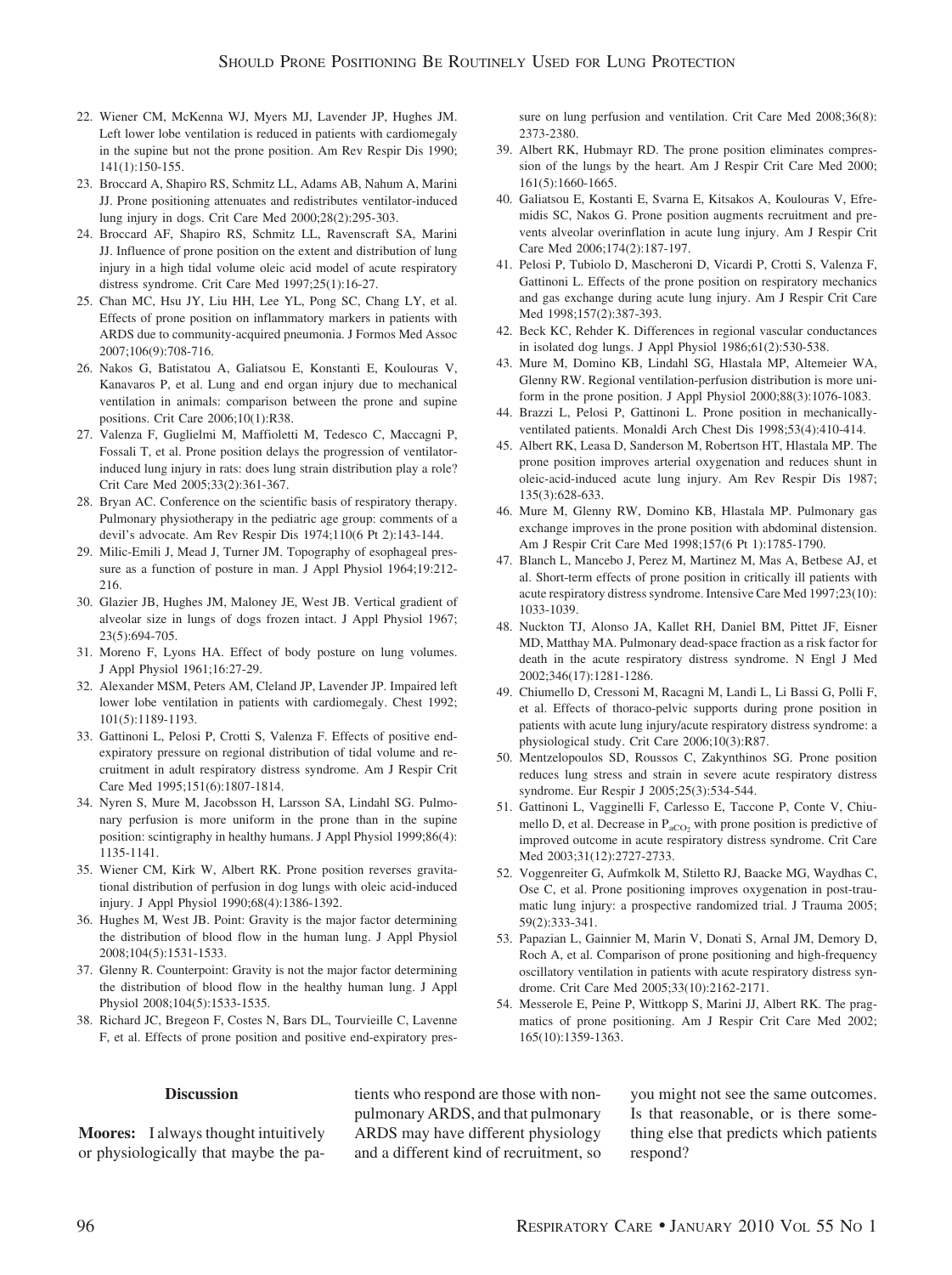22. Wiener CM, McKenna WJ, Myers MJ, Lavender JP, Hughes JM. Left lower lobe ventilation is reduced in patients with cardiomegaly in the supine but not the prone position. Am Rev Respir Dis 1990; 141(1):150-155.
23. Broccard A, Shapiro RS, Schmitz LL, Adams AB, Nahum A, Marini JJ. Prone positioning attenuates and redistributes ventilator-induced lung injury in dogs. Crit Care Med 2000;28(2):295-303.
24. Broccard AF, Shapiro RS, Schmitz LL, Ravenscraft SA, Marini JJ. Influence of prone position on the extent and distribution of lung injury in a high tidal volume oleic acid model of acute respiratory distress syndrome. Crit Care Med 1997;25(1):16-27.
25. Chan MC, Hsu JY, Liu HH, Lee YL, Pong SC, Chang LY, et al. Effects of prone position on inflammatory markers in patients with ARDS due to community-acquired pneumonia. J Formos Med Assoc 2007;106(9):708-716.
26. Nakos G, Batistatou A, Galiatsou E, Konstanti E, Koulouras V, Kanavaros P, et al. Lung and end organ injury due to mechanical ventilation in animals: comparison between the prone and supine positions. Crit Care 2006;10(1):R38.
27. Valenza F, Guglielmi M, Maffioletti M, Tedesco C, Maccagni P, Fossali T, et al. Prone position delays the progression of ventilator-induced lung injury in rats: does lung strain distribution play a role? Crit Care Med 2005;33(2):361-367.
28. Bryan AC. Conference on the scientific basis of respiratory therapy. Pulmonary physiotherapy in the pediatric age group: comments of a devil's advocate. Am Rev Respir Dis 1974;110(6 Pt 2):143-144.
29. Milic-Emili J, Mead J, Turner JM. Topography of esophageal pressure as a function of posture in man. J Appl Physiol 1964;19:212-216.
30. Glazier JB, Hughes JM, Maloney JE, West JB. Vertical gradient of alveolar size in lungs of dogs frozen intact. J Appl Physiol 1967; 23(5):694-705.
31. Moreno F, Lyons HA. Effect of body posture on lung volumes. J Appl Physiol 1961;16:27-29.
32. Alexander MSM, Peters AM, Cleland JP, Lavender JP. Impaired left lower lobe ventilation in patients with cardiomegaly. Chest 1992; 101(5):1189-1193.
33. Gattinoni L, Pelosi P, Crotti S, Valenza F. Effects of positive end-expiratory pressure on regional distribution of tidal volume and recruitment in adult respiratory distress syndrome. Am J Respir Crit Care Med 1995;151(6):1807-1814.
34. Nyren S, Mure M, Jacobsson H, Larsson SA, Lindahl SG. Pulmonary perfusion is more uniform in the prone than in the supine position: scintigraphy in healthy humans. J Appl Physiol 1999;86(4): 1135-1141.
35. Wiener CM, Kirk W, Albert RK. Prone position reverses gravitational distribution of perfusion in dog lungs with oleic acid-induced injury. J Appl Physiol 1990;68(4):1386-1392.
36. Hughes M, West JB. Point: Gravity is the major factor determining the distribution of blood flow in the human lung. J Appl Physiol 2008;104(5):1531-1533.
37. Glenny R. Counterpoint: Gravity is not the major factor determining the distribution of blood flow in the healthy human lung. J Appl Physiol 2008;104(5):1533-1535.
38. Richard JC, Bregeon F, Costes N, Bars DL, Tourvieille C, Lavenne F, et al. Effects of prone position and positive end-expiratory pressure on lung perfusion and ventilation. Crit Care Med 2008;36(8): 2373-2380.
39. Albert RK, Hubmayr RD. The prone position eliminates compression of the lungs by the heart. Am J Respir Crit Care Med 2000; 161(5):1660-1665.
40. Galiatsou E, Kostanti E, Svarna E, Kitsakos A, Koulouras V, Efremidis SC, Nakos G. Prone position augments recruitment and prevents alveolar overinflation in acute lung injury. Am J Respir Crit Care Med 2006;174(2):187-197.
41. Pelosi P, Tubiolo D, Mascheroni D, Vicardi P, Crotti S, Valenza F, Gattinoni L. Effects of the prone position on respiratory mechanics and gas exchange during acute lung injury. Am J Respir Crit Care Med 1998;157(2):387-393.
42. Beck KC, Rehder K. Differences in regional vascular conductances in isolated dog lungs. J Appl Physiol 1986;61(2):530-538.
43. Mure M, Domino KB, Lindahl SG, Hlastala MP, Altemeier WA, Glenny RW. Regional ventilation-perfusion distribution is more uniform in the prone position. J Appl Physiol 2000;88(3):1076-1083.
44. Brazzi L, Pelosi P, Gattinoni L. Prone position in mechanically-ventilated patients. Monaldi Arch Chest Dis 1998;53(4):410-414.
45. Albert RK, Leasa D, Sanderson M, Robertson HT, Hlastala MP. The prone position improves arterial oxygenation and reduces shunt in oleic-acid-induced acute lung injury. Am Rev Respir Dis 1987; 135(3):628-633.
46. Mure M, Glenny RW, Domino KB, Hlastala MP. Pulmonary gas exchange improves in the prone position with abdominal distension. Am J Respir Crit Care Med 1998;157(6 Pt 1):1785-1790.
47. Blanch L, Mancebo J, Perez M, Martinez M, Mas A, Betbese AJ, et al. Short-term effects of prone position in critically ill patients with acute respiratory distress syndrome. Intensive Care Med 1997;23(10): 1033-1039.
48. Nuckton TJ, Alonso JA, Kallet RH, Daniel BM, Pittet JF, Eisner MD, Matthay MA. Pulmonary dead-space fraction as a risk factor for death in the acute respiratory distress syndrome. N Engl J Med 2002;346(17):1281-1286.
49. Chiumello D, Cressoni M, Racagni M, Landi L, Li Bassi G, Polli F, et al. Effects of thoraco-pelvic supports during prone position in patients with acute lung injury/acute respiratory distress syndrome: a physiological study. Crit Care 2006;10(3):R87.
50. Mentzelopoulos SD, Roussos C, Zakynthinos SG. Prone position reduces lung stress and strain in severe acute respiratory distress syndrome. Eur Respir J 2005;25(3):534-544.
51. Gattinoni L, Vagginelli F, Carlesso E, Taccone P, Conte V, Chiumello D, et al. Decrease in $P_{aCO_2}$ with prone position is predictive of improved outcome in acute respiratory distress syndrome. Crit Care Med 2003;31(12):2727-2733.
52. Voggenreiter G, Aufmkolk M, Stiletto RJ, Baacke MG, Waydhas C, Ose C, et al. Prone positioning improves oxygenation in post-traumatic lung injury: a prospective randomized trial. J Trauma 2005; 59(2):333-341.
53. Papazian L, Gainnier M, Marin V, Donati S, Arnal JM, Demory D, Roch A, et al. Comparison of prone positioning and high-frequency oscillatory ventilation in patients with acute respiratory distress syndrome. Crit Care Med 2005;33(10):2162-2171.
54. Messerole E, Peine P, Wittkopp S, Marini JJ, Albert RK. The pragmatics of prone positioning. Am J Respir Crit Care Med 2002; 165(10):1359-1363.

## Discussion

**Moores:** I always thought intuitively or physiologically that maybe the patients who respond are those with non-pulmonary ARDS, and that pulmonary ARDS may have different physiology and a different kind of recruitment, so you might not see the same outcomes. Is that reasonable, or is there something else that predicts which patients respond?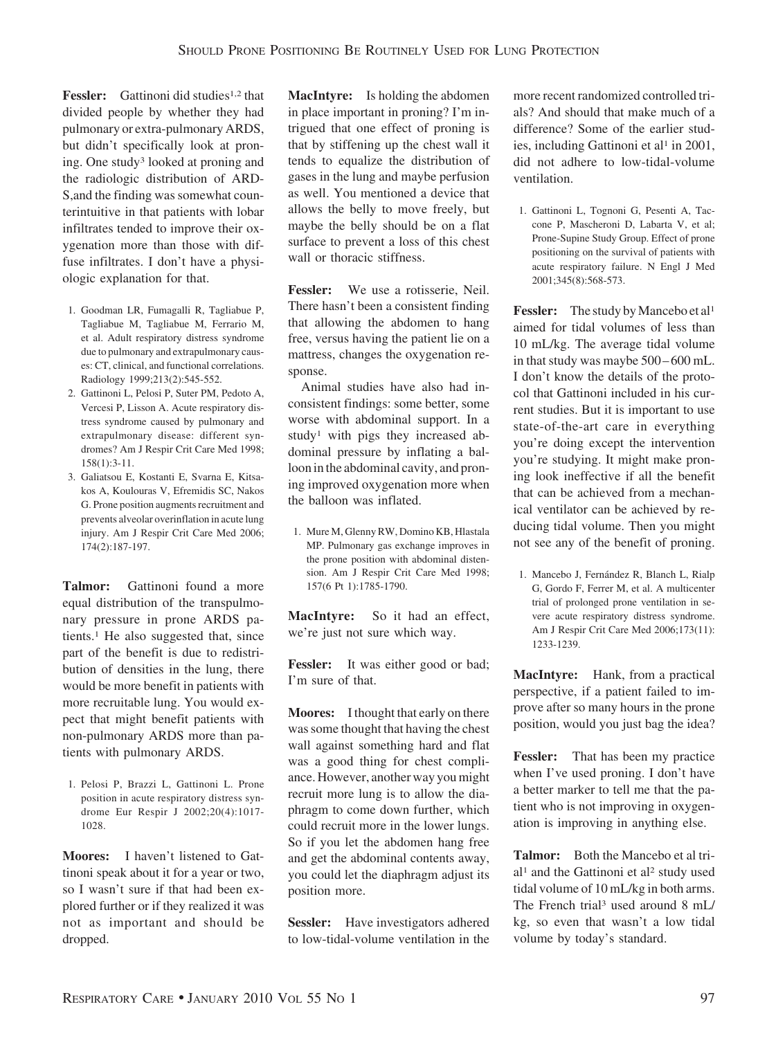**Fessler:** Gattinoni did studies[1,2] that divided people by whether they had pulmonary or extra-pulmonary ARDS, but didn't specifically look at proning. One study[3] looked at proning and the radiologic distribution of ARDS,and the finding was somewhat counterintuitive in that patients with lobar infiltrates tended to improve their oxygenation more than those with diffuse infiltrates. I don't have a physiologic explanation for that.

1. Goodman LR, Fumagalli R, Tagliabue P, Tagliabue M, Tagliabue M, Ferrario M, et al. Adult respiratory distress syndrome due to pulmonary and extrapulmonary causes: CT, clinical, and functional correlations. Radiology 1999;213(2):545-552.
2. Gattinoni L, Pelosi P, Suter PM, Pedoto A, Vercesi P, Lisson A. Acute respiratory distress syndrome caused by pulmonary and extrapulmonary disease: different syndromes? Am J Respir Crit Care Med 1998; 158(1):3-11.
3. Galiatsou E, Kostanti E, Svarna E, Kitsakos A, Koulouras V, Efremidis SC, Nakos G. Prone position augments recruitment and prevents alveolar overinflation in acute lung injury. Am J Respir Crit Care Med 2006; 174(2):187-197.

**Talmor:** Gattinoni found a more equal distribution of the transpulmonary pressure in prone ARDS patients.[1] He also suggested that, since part of the benefit is due to redistribution of densities in the lung, there would be more benefit in patients with more recruitable lung. You would expect that might benefit patients with non-pulmonary ARDS more than patients with pulmonary ARDS.

1. Pelosi P, Brazzi L, Gattinoni L. Prone position in acute respiratory distress syndrome Eur Respir J 2002;20(4):1017-1028.

**Moores:** I haven't listened to Gattinoni speak about it for a year or two, so I wasn't sure if that had been explored further or if they realized it was not as important and should be dropped.

**MacIntyre:** Is holding the abdomen in place important in proning? I'm intrigued that one effect of proning is that by stiffening up the chest wall it tends to equalize the distribution of gases in the lung and maybe perfusion as well. You mentioned a device that allows the belly to move freely, but maybe the belly should be on a flat surface to prevent a loss of this chest wall or thoracic stiffness.

**Fessler:** We use a rotisserie, Neil. There hasn't been a consistent finding that allowing the abdomen to hang free, versus having the patient lie on a mattress, changes the oxygenation response.

Animal studies have also had inconsistent findings: some better, some worse with abdominal support. In a study[1] with pigs they increased abdominal pressure by inflating a balloon in the abdominal cavity, and proning improved oxygenation more when the balloon was inflated.

1. Mure M, Glenny RW, Domino KB, Hlastala MP. Pulmonary gas exchange improves in the prone position with abdominal distension. Am J Respir Crit Care Med 1998; 157(6 Pt 1):1785-1790.

**MacIntyre:** So it had an effect, we're just not sure which way.

**Fessler:** It was either good or bad; I'm sure of that.

**Moores:** I thought that early on there was some thought that having the chest wall against something hard and flat was a good thing for chest compliance. However, another way you might recruit more lung is to allow the diaphragm to come down further, which could recruit more in the lower lungs. So if you let the abdomen hang free and get the abdominal contents away, you could let the diaphragm adjust its position more.

**Sessler:** Have investigators adhered to low-tidal-volume ventilation in the more recent randomized controlled trials? And should that make much of a difference? Some of the earlier studies, including Gattinoni et al[1] in 2001, did not adhere to low-tidal-volume ventilation.

1. Gattinoni L, Tognoni G, Pesenti A, Taccone P, Mascheroni D, Labarta V, et al; Prone-Supine Study Group. Effect of prone positioning on the survival of patients with acute respiratory failure. N Engl J Med 2001;345(8):568-573.

**Fessler:** The study by Mancebo et al[1] aimed for tidal volumes of less than 10 mL/kg. The average tidal volume in that study was maybe 500–600 mL. I don't know the details of the protocol that Gattinoni included in his current studies. But it is important to use state-of-the-art care in everything you're doing except the intervention you're studying. It might make proning look ineffective if all the benefit that can be achieved from a mechanical ventilator can be achieved by reducing tidal volume. Then you might not see any of the benefit of proning.

1. Mancebo J, Fernández R, Blanch L, Rialp G, Gordo F, Ferrer M, et al. A multicenter trial of prolonged prone ventilation in severe acute respiratory distress syndrome. Am J Respir Crit Care Med 2006;173(11): 1233-1239.

**MacIntyre:** Hank, from a practical perspective, if a patient failed to improve after so many hours in the prone position, would you just bag the idea?

**Fessler:** That has been my practice when I've used proning. I don't have a better marker to tell me that the patient who is not improving in oxygenation is improving in anything else.

**Talmor:** Both the Mancebo et al trial[1] and the Gattinoni et al[2] study used tidal volume of 10 mL/kg in both arms. The French trial[3] used around 8 mL/kg, so even that wasn't a low tidal volume by today's standard.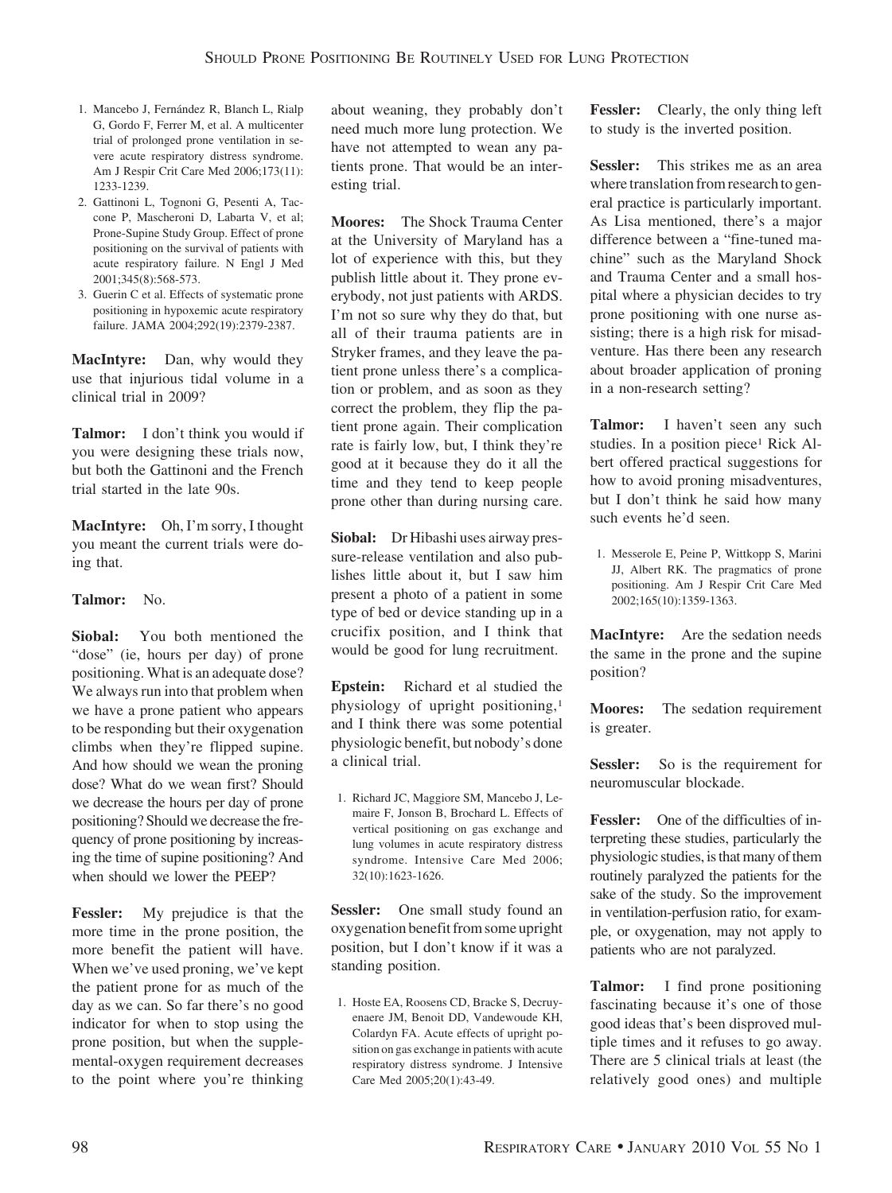1. Mancebo J, Fernández R, Blanch L, Rialp G, Gordo F, Ferrer M, et al. A multicenter trial of prolonged prone ventilation in severe acute respiratory distress syndrome. Am J Respir Crit Care Med 2006;173(11): 1233-1239.
2. Gattinoni L, Tognoni G, Pesenti A, Taccone P, Mascheroni D, Labarta V, et al; Prone-Supine Study Group. Effect of prone positioning on the survival of patients with acute respiratory failure. N Engl J Med 2001;345(8):568-573.
3. Guerin C et al. Effects of systematic prone positioning in hypoxemic acute respiratory failure. JAMA 2004;292(19):2379-2387.

**MacIntyre:** Dan, why would they use that injurious tidal volume in a clinical trial in 2009?

**Talmor:** I don't think you would if you were designing these trials now, but both the Gattinoni and the French trial started in the late 90s.

**MacIntyre:** Oh, I'm sorry, I thought you meant the current trials were doing that.

**Talmor:** No.

**Siobal:** You both mentioned the "dose" (ie, hours per day) of prone positioning. What is an adequate dose? We always run into that problem when we have a prone patient who appears to be responding but their oxygenation climbs when they're flipped supine. And how should we wean the proning dose? What do we wean first? Should we decrease the hours per day of prone positioning? Should we decrease the frequency of prone positioning by increasing the time of supine positioning? And when should we lower the PEEP?

**Fessler:** My prejudice is that the more time in the prone position, the more benefit the patient will have. When we've used proning, we've kept the patient prone for as much of the day as we can. So far there's no good indicator for when to stop using the prone position, but when the supplemental-oxygen requirement decreases to the point where you're thinking about weaning, they probably don't need much more lung protection. We have not attempted to wean any patients prone. That would be an interesting trial.

**Moores:** The Shock Trauma Center at the University of Maryland has a lot of experience with this, but they publish little about it. They prone everybody, not just patients with ARDS. I'm not so sure why they do that, but all of their trauma patients are in Stryker frames, and they leave the patient prone unless there's a complication or problem, and as soon as they correct the problem, they flip the patient prone again. Their complication rate is fairly low, but, I think they're good at it because they do it all the time and they tend to keep people prone other than during nursing care.

**Siobal:** Dr Hibashi uses airway pressure-release ventilation and also publishes little about it, but I saw him present a photo of a patient in some type of bed or device standing up in a crucifix position, and I think that would be good for lung recruitment.

**Epstein:** Richard et al studied the physiology of upright positioning,[1] and I think there was some potential physiologic benefit, but nobody's done a clinical trial.

1. Richard JC, Maggiore SM, Mancebo J, Lemaire F, Jonson B, Brochard L. Effects of vertical positioning on gas exchange and lung volumes in acute respiratory distress syndrome. Intensive Care Med 2006; 32(10):1623-1626.

**Sessler:** One small study found an oxygenation benefit from some upright position, but I don't know if it was a standing position.

1. Hoste EA, Roosens CD, Bracke S, Decruyenaere JM, Benoit DD, Vandewoude KH, Colardyn FA. Acute effects of upright position on gas exchange in patients with acute respiratory distress syndrome. J Intensive Care Med 2005;20(1):43-49.

**Fessler:** Clearly, the only thing left to study is the inverted position.

**Sessler:** This strikes me as an area where translation from research to general practice is particularly important. As Lisa mentioned, there's a major difference between a "fine-tuned machine" such as the Maryland Shock and Trauma Center and a small hospital where a physician decides to try prone positioning with one nurse assisting; there is a high risk for misadventure. Has there been any research about broader application of proning in a non-research setting?

**Talmor:** I haven't seen any such studies. In a position piece[1] Rick Albert offered practical suggestions for how to avoid proning misadventures, but I don't think he said how many such events he'd seen.

1. Messerole E, Peine P, Wittkopp S, Marini JJ, Albert RK. The pragmatics of prone positioning. Am J Respir Crit Care Med 2002;165(10):1359-1363.

**MacIntyre:** Are the sedation needs the same in the prone and the supine position?

**Moores:** The sedation requirement is greater.

**Sessler:** So is the requirement for neuromuscular blockade.

**Fessler:** One of the difficulties of interpreting these studies, particularly the physiologic studies, is that many of them routinely paralyzed the patients for the sake of the study. So the improvement in ventilation-perfusion ratio, for example, or oxygenation, may not apply to patients who are not paralyzed.

**Talmor:** I find prone positioning fascinating because it's one of those good ideas that's been disproved multiple times and it refuses to go away. There are 5 clinical trials at least (the relatively good ones) and multiple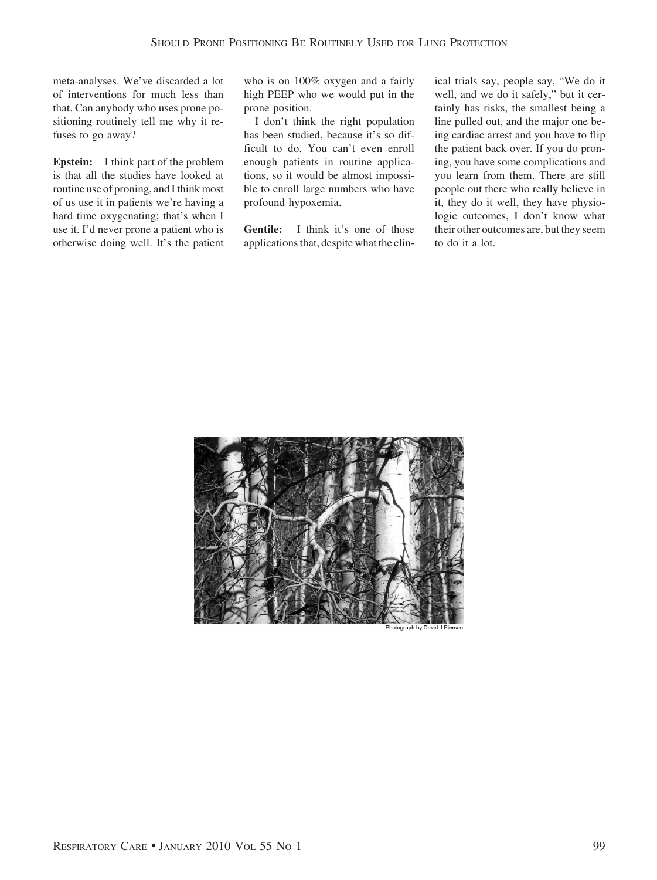meta-analyses. We've discarded a lot of interventions for much less than that. Can anybody who uses prone positioning routinely tell me why it refuses to go away?

**Epstein:** I think part of the problem is that all the studies have looked at routine use of proning, and I think most of us use it in patients we're having a hard time oxygenating; that's when I use it. I'd never prone a patient who is otherwise doing well. It's the patient who is on 100% oxygen and a fairly high PEEP who we would put in the prone position.

I don't think the right population has been studied, because it's so difficult to do. You can't even enroll enough patients in routine applications, so it would be almost impossible to enroll large numbers who have profound hypoxemia.

**Gentile:** I think it's one of those applications that, despite what the clinical trials say, people say, "We do it well, and we do it safely," but it certainly has risks, the smallest being a line pulled out, and the major one being cardiac arrest and you have to flip the patient back over. If you do proning, you have some complications and you learn from them. There are still people out there who really believe in it, they do it well, they have physiologic outcomes, I don't know what their other outcomes are, but they seem to do it a lot.

Photograph by David J Pierson